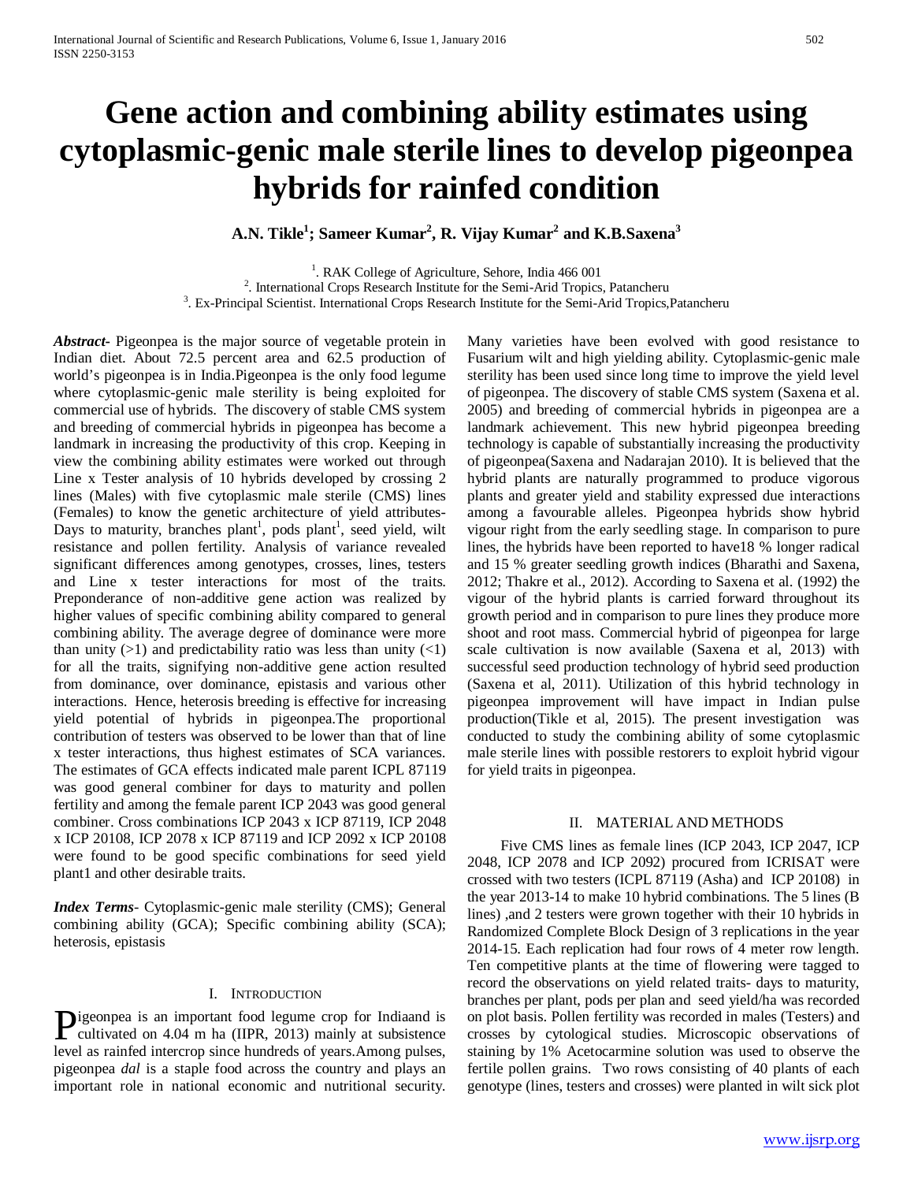# Gene action and combining ability estimates using cytoplasmic-genic male sterile lines to develop pigeonpea hybrids for rainfed condition

**A.N. Tikle[1]; Sameer Kumar[2], R. Vijay Kumar[2] and K.B.Saxena[3]**

[1]. RAK College of Agriculture, Sehore, India 466 001
[2]. International Crops Research Institute for the Semi-Arid Tropics, Patancheru
[3]. Ex-Principal Scientist. International Crops Research Institute for the Semi-Arid Tropics,Patancheru

***Abstract-*** Pigeonpea is the major source of vegetable protein in Indian diet. About 72.5 percent area and 62.5 production of world's pigeonpea is in India.Pigeonpea is the only food legume where cytoplasmic-genic male sterility is being exploited for commercial use of hybrids. The discovery of stable CMS system and breeding of commercial hybrids in pigeonpea has become a landmark in increasing the productivity of this crop. Keeping in view the combining ability estimates were worked out through Line x Tester analysis of 10 hybrids developed by crossing 2 lines (Males) with five cytoplasmic male sterile (CMS) lines (Females) to know the genetic architecture of yield attributes- Days to maturity, branches plant[1], pods plant[1], seed yield, wilt resistance and pollen fertility. Analysis of variance revealed significant differences among genotypes, crosses, lines, testers and Line x tester interactions for most of the traits. Preponderance of non-additive gene action was realized by higher values of specific combining ability compared to general combining ability. The average degree of dominance were more than unity (>1) and predictability ratio was less than unity (<1) for all the traits, signifying non-additive gene action resulted from dominance, over dominance, epistasis and various other interactions. Hence, heterosis breeding is effective for increasing yield potential of hybrids in pigeonpea.The proportional contribution of testers was observed to be lower than that of line x tester interactions, thus highest estimates of SCA variances. The estimates of GCA effects indicated male parent ICPL 87119 was good general combiner for days to maturity and pollen fertility and among the female parent ICP 2043 was good general combiner. Cross combinations ICP 2043 x ICP 87119, ICP 2048 x ICP 20108, ICP 2078 x ICP 87119 and ICP 2092 x ICP 20108 were found to be good specific combinations for seed yield plant1 and other desirable traits.

***Index Terms-*** Cytoplasmic-genic male sterility (CMS); General combining ability (GCA); Specific combining ability (SCA); heterosis, epistasis

## I. Introduction

Pigeonpea is an important food legume crop for Indiaand is cultivated on 4.04 m ha (IIPR, 2013) mainly at subsistence level as rainfed intercrop since hundreds of years.Among pulses, pigeonpea *dal* is a staple food across the country and plays an important role in national economic and nutritional security. Many varieties have been evolved with good resistance to Fusarium wilt and high yielding ability. Cytoplasmic-genic male sterility has been used since long time to improve the yield level of pigeonpea. The discovery of stable CMS system (Saxena et al. 2005) and breeding of commercial hybrids in pigeonpea are a landmark achievement. This new hybrid pigeonpea breeding technology is capable of substantially increasing the productivity of pigeonpea(Saxena and Nadarajan 2010). It is believed that the hybrid plants are naturally programmed to produce vigorous plants and greater yield and stability expressed due interactions among a favourable alleles. Pigeonpea hybrids show hybrid vigour right from the early seedling stage. In comparison to pure lines, the hybrids have been reported to have18 % longer radical and 15 % greater seedling growth indices (Bharathi and Saxena, 2012; Thakre et al., 2012). According to Saxena et al. (1992) the vigour of the hybrid plants is carried forward throughout its growth period and in comparison to pure lines they produce more shoot and root mass. Commercial hybrid of pigeonpea for large scale cultivation is now available (Saxena et al, 2013) with successful seed production technology of hybrid seed production (Saxena et al, 2011). Utilization of this hybrid technology in pigeonpea improvement will have impact in Indian pulse production(Tikle et al, 2015). The present investigation was conducted to study the combining ability of some cytoplasmic male sterile lines with possible restorers to exploit hybrid vigour for yield traits in pigeonpea.

## II. Material and Methods

Five CMS lines as female lines (ICP 2043, ICP 2047, ICP 2048, ICP 2078 and ICP 2092) procured from ICRISAT were crossed with two testers (ICPL 87119 (Asha) and ICP 20108) in the year 2013-14 to make 10 hybrid combinations. The 5 lines (B lines) ,and 2 testers were grown together with their 10 hybrids in Randomized Complete Block Design of 3 replications in the year 2014-15. Each replication had four rows of 4 meter row length. Ten competitive plants at the time of flowering were tagged to record the observations on yield related traits- days to maturity, branches per plant, pods per plan and seed yield/ha was recorded on plot basis. Pollen fertility was recorded in males (Testers) and crosses by cytological studies. Microscopic observations of staining by 1% Acetocarmine solution was used to observe the fertile pollen grains. Two rows consisting of 40 plants of each genotype (lines, testers and crosses) were planted in wilt sick plot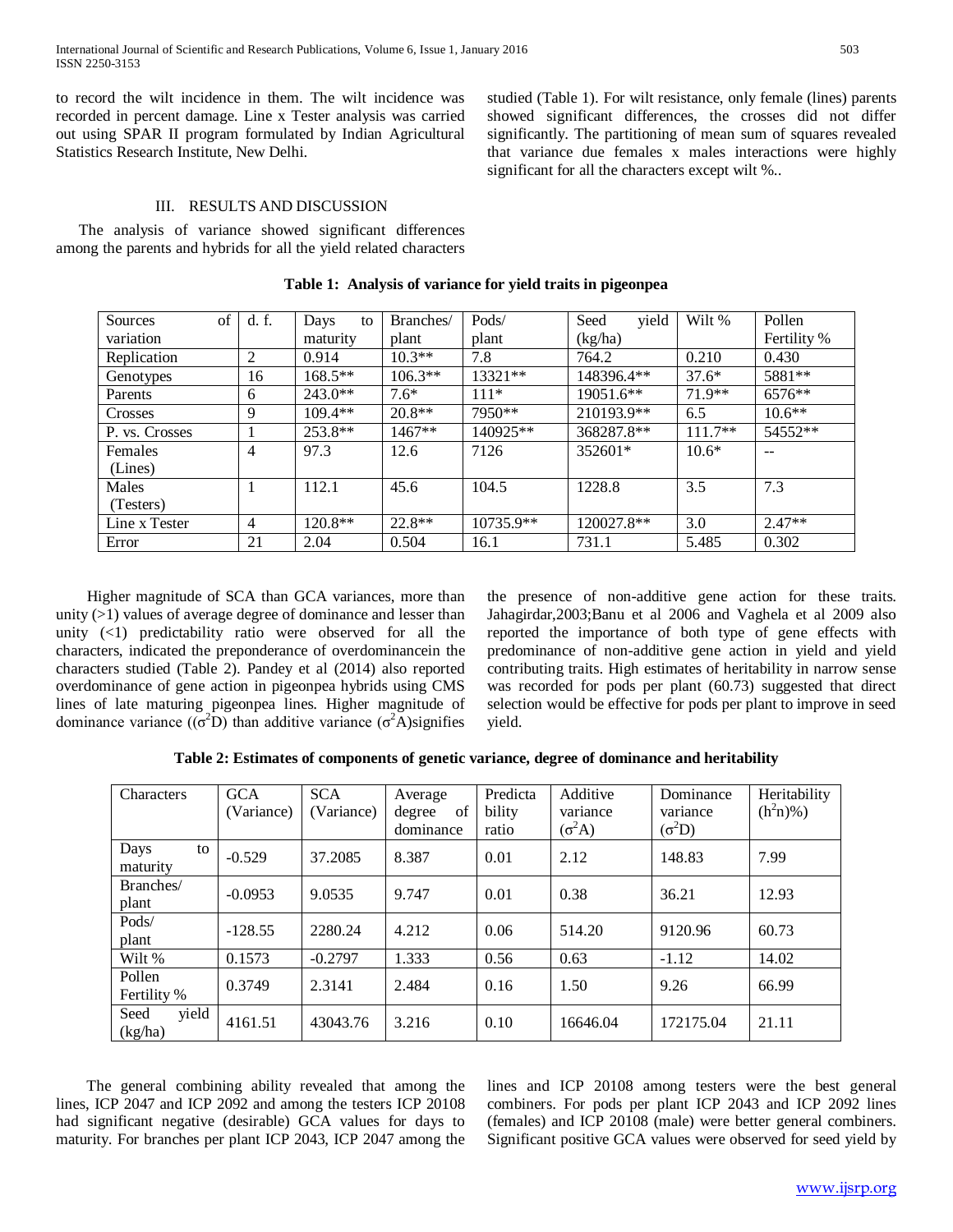to record the wilt incidence in them. The wilt incidence was recorded in percent damage. Line x Tester analysis was carried out using SPAR II program formulated by Indian Agricultural Statistics Research Institute, New Delhi.

## III. RESULTS AND DISCUSSION

The analysis of variance showed significant differences among the parents and hybrids for all the yield related characters studied (Table 1). For wilt resistance, only female (lines) parents showed significant differences, the crosses did not differ significantly. The partitioning of mean sum of squares revealed that variance due females x males interactions were highly significant for all the characters except wilt %..

**Table 1: Analysis of variance for yield traits in pigeonpea**

| Sources of variation | d. f. | Days to maturity | Branches/ plant | Pods/ plant | Seed yield (kg/ha) | Wilt % | Pollen Fertility % |
|---|---|---|---|---|---|---|---|
| Replication | 2 | 0.914 | 10.3** | 7.8 | 764.2 | 0.210 | 0.430 |
| Genotypes | 16 | 168.5** | 106.3** | 13321** | 148396.4** | 37.6* | 5881** |
| Parents | 6 | 243.0** | 7.6* | 111* | 19051.6** | 71.9** | 6576** |
| Crosses | 9 | 109.4** | 20.8** | 7950** | 210193.9** | 6.5 | 10.6** |
| P. vs. Crosses | 1 | 253.8** | 1467** | 140925** | 368287.8** | 111.7** | 54552** |
| Females (Lines) | 4 | 97.3 | 12.6 | 7126 | 352601* | 10.6* | -- |
| Males (Testers) | 1 | 112.1 | 45.6 | 104.5 | 1228.8 | 3.5 | 7.3 |
| Line x Tester | 4 | 120.8** | 22.8** | 10735.9** | 120027.8** | 3.0 | 2.47** |
| Error | 21 | 2.04 | 0.504 | 16.1 | 731.1 | 5.485 | 0.302 |

Higher magnitude of SCA than GCA variances, more than unity (>1) values of average degree of dominance and lesser than unity (<1) predictability ratio were observed for all the characters, indicated the preponderance of overdominancein the characters studied (Table 2). Pandey et al (2014) also reported overdominance of gene action in pigeonpea hybrids using CMS lines of late maturing pigeonpea lines. Higher magnitude of dominance variance (($\sigma^2$D) than additive variance ($\sigma^2$A)signifies the presence of non-additive gene action for these traits. Jahagirdar,2003;Banu et al 2006 and Vaghela et al 2009 also reported the importance of both type of gene effects with predominance of non-additive gene action in yield and yield contributing traits. High estimates of heritability in narrow sense was recorded for pods per plant (60.73) suggested that direct selection would be effective for pods per plant to improve in seed yield.

**Table 2: Estimates of components of genetic variance, degree of dominance and heritability**

| Characters | GCA (Variance) | SCA (Variance) | Average degree of dominance | Predictability ratio | Additive variance ($\sigma^2$A) | Dominance variance ($\sigma^2$D) | Heritability ($h^2$n)%) |
|---|---|---|---|---|---|---|---|
| Days to maturity | -0.529 | 37.2085 | 8.387 | 0.01 | 2.12 | 148.83 | 7.99 |
| Branches/ plant | -0.0953 | 9.0535 | 9.747 | 0.01 | 0.38 | 36.21 | 12.93 |
| Pods/ plant | -128.55 | 2280.24 | 4.212 | 0.06 | 514.20 | 9120.96 | 60.73 |
| Wilt % | 0.1573 | -0.2797 | 1.333 | 0.56 | 0.63 | -1.12 | 14.02 |
| Pollen Fertility % | 0.3749 | 2.3141 | 2.484 | 0.16 | 1.50 | 9.26 | 66.99 |
| Seed yield (kg/ha) | 4161.51 | 43043.76 | 3.216 | 0.10 | 16646.04 | 172175.04 | 21.11 |

The general combining ability revealed that among the lines, ICP 2047 and ICP 2092 and among the testers ICP 20108 had significant negative (desirable) GCA values for days to maturity. For branches per plant ICP 2043, ICP 2047 among the lines and ICP 20108 among testers were the best general combiners. For pods per plant ICP 2043 and ICP 2092 lines (females) and ICP 20108 (male) were better general combiners. Significant positive GCA values were observed for seed yield by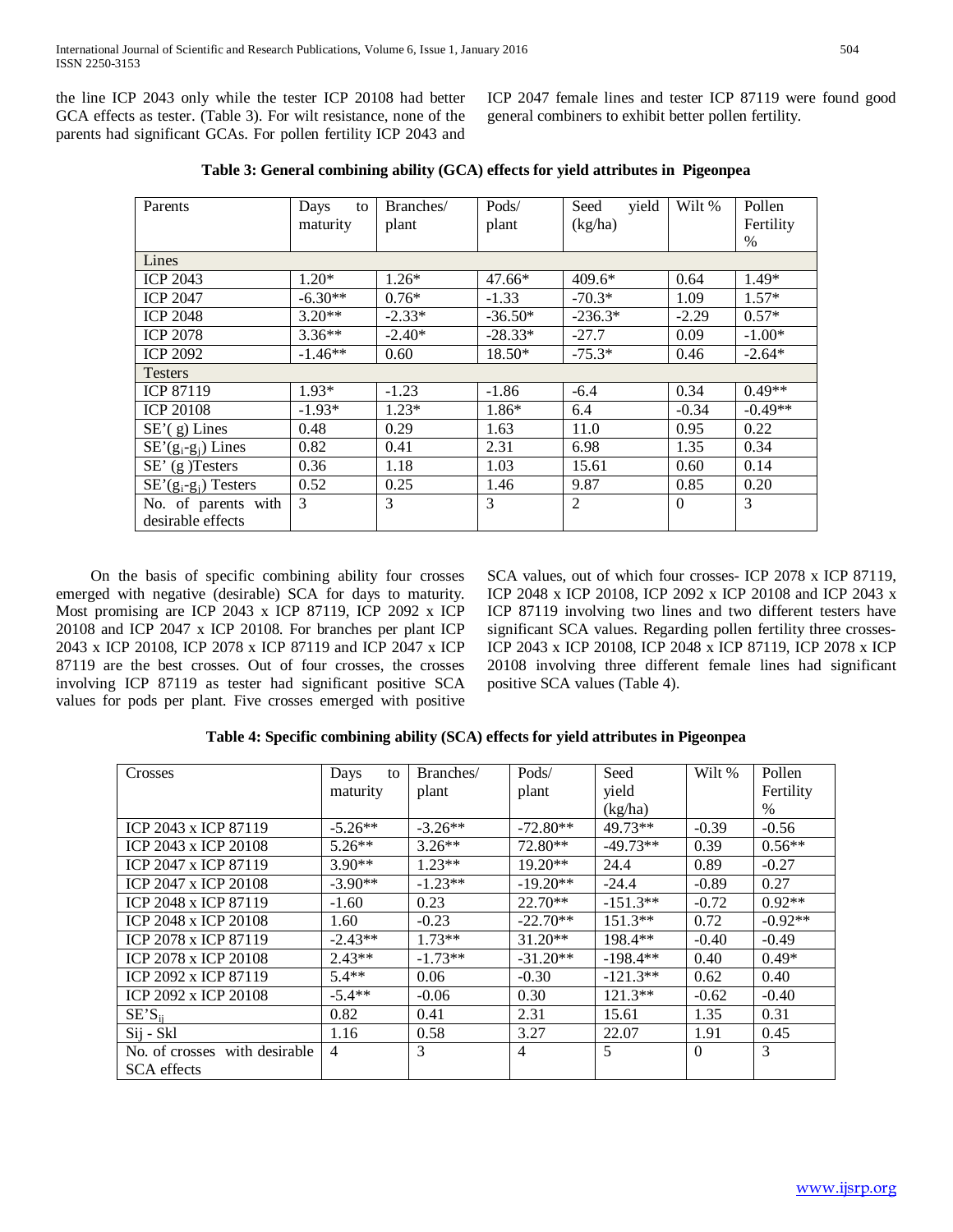the line ICP 2043 only while the tester ICP 20108 had better GCA effects as tester. (Table 3). For wilt resistance, none of the parents had significant GCAs. For pollen fertility ICP 2043 and ICP 2047 female lines and tester ICP 87119 were found good general combiners to exhibit better pollen fertility.

**Table 3: General combining ability (GCA) effects for yield attributes in Pigeonpea**

| Parents | Days to maturity | Branches/ plant | Pods/ plant | Seed yield (kg/ha) | Wilt % | Pollen Fertility % |
|---|---|---|---|---|---|---|
| Lines | | | | | | |
| ICP 2043 | 1.20* | 1.26* | 47.66* | 409.6* | 0.64 | 1.49* |
| ICP 2047 | -6.30** | 0.76* | -1.33 | -70.3* | 1.09 | 1.57* |
| ICP 2048 | 3.20** | -2.33* | -36.50* | -236.3* | -2.29 | 0.57* |
| ICP 2078 | 3.36** | -2.40* | -28.33* | -27.7 | 0.09 | -1.00* |
| ICP 2092 | -1.46** | 0.60 | 18.50* | -75.3* | 0.46 | -2.64* |
| Testers | | | | | | |
| ICP 87119 | 1.93* | -1.23 | -1.86 | -6.4 | 0.34 | 0.49** |
| ICP 20108 | -1.93* | 1.23* | 1.86* | 6.4 | -0.34 | -0.49** |
| SE'( g) Lines | 0.48 | 0.29 | 1.63 | 11.0 | 0.95 | 0.22 |
| SE'$(g_i$-$g_j)$ Lines | 0.82 | 0.41 | 2.31 | 6.98 | 1.35 | 0.34 |
| SE' (g )Testers | 0.36 | 1.18 | 1.03 | 15.61 | 0.60 | 0.14 |
| SE'$(g_i$-$g_j)$ Testers | 0.52 | 0.25 | 1.46 | 9.87 | 0.85 | 0.20 |
| No. of parents with desirable effects | 3 | 3 | 3 | 2 | 0 | 3 |

On the basis of specific combining ability four crosses emerged with negative (desirable) SCA for days to maturity. Most promising are ICP 2043 x ICP 87119, ICP 2092 x ICP 20108 and ICP 2047 x ICP 20108. For branches per plant ICP 2043 x ICP 20108, ICP 2078 x ICP 87119 and ICP 2047 x ICP 87119 are the best crosses. Out of four crosses, the crosses involving ICP 87119 as tester had significant positive SCA values for pods per plant. Five crosses emerged with positive SCA values, out of which four crosses- ICP 2078 x ICP 87119, ICP 2048 x ICP 20108, ICP 2092 x ICP 20108 and ICP 2043 x ICP 87119 involving two lines and two different testers have significant SCA values. Regarding pollen fertility three crosses- ICP 2043 x ICP 20108, ICP 2048 x ICP 87119, ICP 2078 x ICP 20108 involving three different female lines had significant positive SCA values (Table 4).

**Table 4: Specific combining ability (SCA) effects for yield attributes in Pigeonpea**

| Crosses | Days to maturity | Branches/ plant | Pods/ plant | Seed yield (kg/ha) | Wilt % | Pollen Fertility % |
|---|---|---|---|---|---|---|
| ICP 2043 x ICP 87119 | -5.26** | -3.26** | -72.80** | 49.73** | -0.39 | -0.56 |
| ICP 2043 x ICP 20108 | 5.26** | 3.26** | 72.80** | -49.73** | 0.39 | 0.56** |
| ICP 2047 x ICP 87119 | 3.90** | 1.23** | 19.20** | 24.4 | 0.89 | -0.27 |
| ICP 2047 x ICP 20108 | -3.90** | -1.23** | -19.20** | -24.4 | -0.89 | 0.27 |
| ICP 2048 x ICP 87119 | -1.60 | 0.23 | 22.70** | -151.3** | -0.72 | 0.92** |
| ICP 2048 x ICP 20108 | 1.60 | -0.23 | -22.70** | 151.3** | 0.72 | -0.92** |
| ICP 2078 x ICP 87119 | -2.43** | 1.73** | 31.20** | 198.4** | -0.40 | -0.49 |
| ICP 2078 x ICP 20108 | 2.43** | -1.73** | -31.20** | -198.4** | 0.40 | 0.49* |
| ICP 2092 x ICP 87119 | 5.4** | 0.06 | -0.30 | -121.3** | 0.62 | 0.40 |
| ICP 2092 x ICP 20108 | -5.4** | -0.06 | 0.30 | 121.3** | -0.62 | -0.40 |
| SE'$S_{ij}$ | 0.82 | 0.41 | 2.31 | 15.61 | 1.35 | 0.31 |
| Sij - Skl | 1.16 | 0.58 | 3.27 | 22.07 | 1.91 | 0.45 |
| No. of crosses with desirable SCA effects | 4 | 3 | 4 | 5 | 0 | 3 |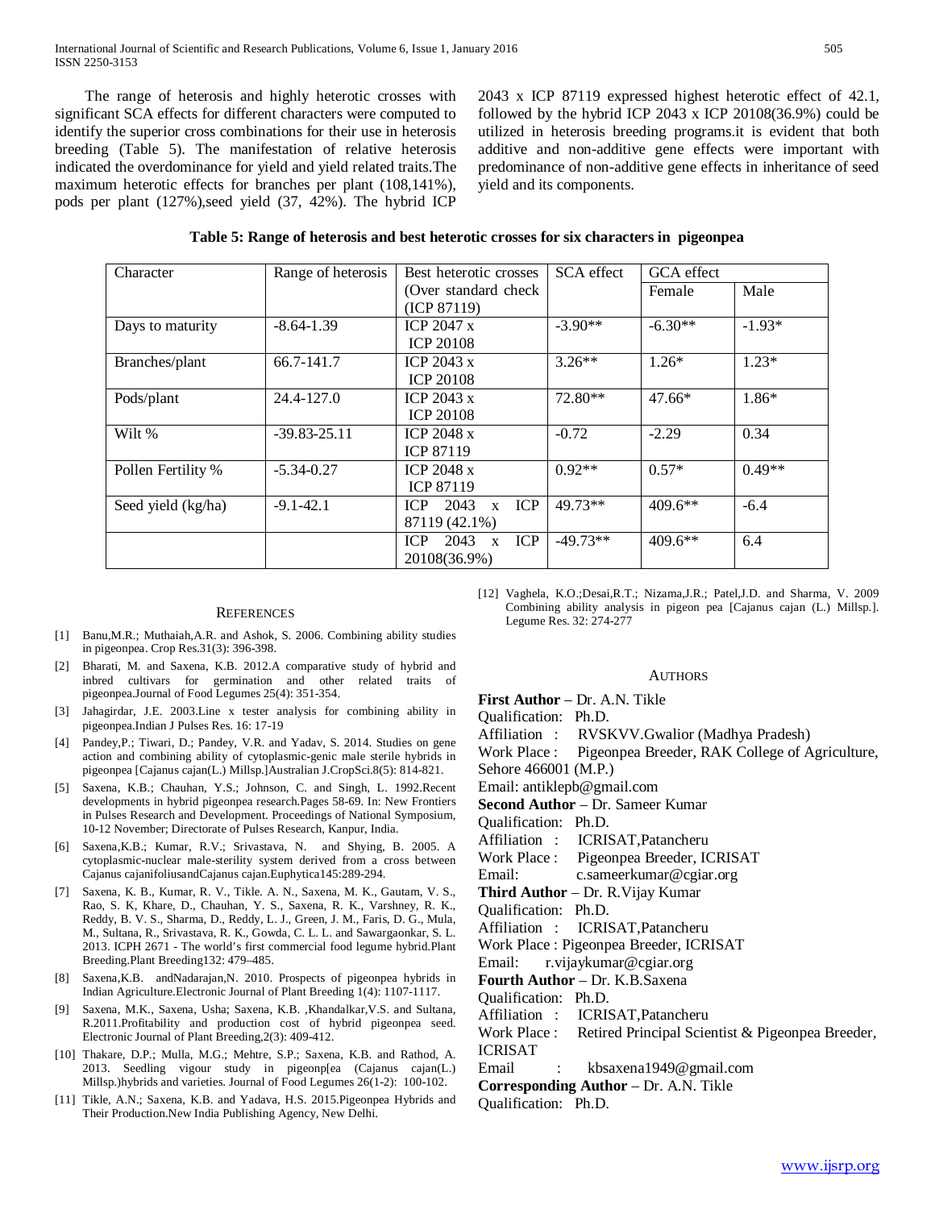The range of heterosis and highly heterotic crosses with significant SCA effects for different characters were computed to identify the superior cross combinations for their use in heterosis breeding (Table 5). The manifestation of relative heterosis indicated the overdominance for yield and yield related traits.The maximum heterotic effects for branches per plant (108,141%), pods per plant (127%),seed yield (37, 42%). The hybrid ICP 2043 x ICP 87119 expressed highest heterotic effect of 42.1, followed by the hybrid ICP 2043 x ICP 20108(36.9%) could be utilized in heterosis breeding programs.it is evident that both additive and non-additive gene effects were important with predominance of non-additive gene effects in inheritance of seed yield and its components.

**Table 5: Range of heterosis and best heterotic crosses for six characters in pigeonpea**

| Character | Range of heterosis | Best heterotic crosses (Over standard check (ICP 87119) | SCA effect | GCA effect | |
|---|---|---|---|---|---|
| | | | | Female | Male |
| Days to maturity | -8.64-1.39 | ICP 2047 x ICP 20108 | -3.90** | -6.30** | -1.93* |
| Branches/plant | 66.7-141.7 | ICP 2043 x ICP 20108 | 3.26** | 1.26* | 1.23* |
| Pods/plant | 24.4-127.0 | ICP 2043 x ICP 20108 | 72.80** | 47.66* | 1.86* |
| Wilt % | -39.83-25.11 | ICP 2048 x ICP 87119 | -0.72 | -2.29 | 0.34 |
| Pollen Fertility % | -5.34-0.27 | ICP 2048 x ICP 87119 | 0.92** | 0.57* | 0.49** |
| Seed yield (kg/ha) | -9.1-42.1 | ICP 2043 x ICP 87119 (42.1%) | 49.73** | 409.6** | -6.4 |
| | | ICP 2043 x ICP 20108(36.9%) | -49.73** | 409.6** | 6.4 |

## References

[1] Banu,M.R.; Muthaiah,A.R. and Ashok, S. 2006. Combining ability studies in pigeonpea. Crop Res.31(3): 396-398.

[2] Bharati, M. and Saxena, K.B. 2012.A comparative study of hybrid and inbred cultivars for germination and other related traits of pigeonpea.Journal of Food Legumes 25(4): 351-354.

[3] Jahagirdar, J.E. 2003.Line x tester analysis for combining ability in pigeonpea.Indian J Pulses Res. 16: 17-19

[4] Pandey,P.; Tiwari, D.; Pandey, V.R. and Yadav, S. 2014. Studies on gene action and combining ability of cytoplasmic-genic male sterile hybrids in pigeonpea [Cajanus cajan(L.) Millsp.]Australian J.CropSci.8(5): 814-821.

[5] Saxena, K.B.; Chauhan, Y.S.; Johnson, C. and Singh, L. 1992.Recent developments in hybrid pigeonpea research.Pages 58-69. In: New Frontiers in Pulses Research and Development. Proceedings of National Symposium, 10-12 November; Directorate of Pulses Research, Kanpur, India.

[6] Saxena,K.B.; Kumar, R.V.; Srivastava, N. and Shying, B. 2005. A cytoplasmic-nuclear male-sterility system derived from a cross between Cajanus cajanifoliusandCajanus cajan.Euphytica145:289-294.

[7] Saxena, K. B., Kumar, R. V., Tikle. A. N., Saxena, M. K., Gautam, V. S., Rao, S. K, Khare, D., Chauhan, Y. S., Saxena, R. K., Varshney, R. K., Reddy, B. V. S., Sharma, D., Reddy, L. J., Green, J. M., Faris, D. G., Mula, M., Sultana, R., Srivastava, R. K., Gowda, C. L. L. and Sawargaonkar, S. L. 2013. ICPH 2671 - The world's first commercial food legume hybrid.Plant Breeding.Plant Breeding132: 479–485.

[8] Saxena,K.B. andNadarajan,N. 2010. Prospects of pigeonpea hybrids in Indian Agriculture.Electronic Journal of Plant Breeding 1(4): 1107-1117.

[9] Saxena, M.K., Saxena, Usha; Saxena, K.B. ,Khandalkar,V.S. and Sultana, R.2011.Profitability and production cost of hybrid pigeonpea seed. Electronic Journal of Plant Breeding,2(3): 409-412.

[10] Thakare, D.P.; Mulla, M.G.; Mehtre, S.P.; Saxena, K.B. and Rathod, A. 2013. Seedling vigour study in pigeonp[ea (Cajanus cajan(L.) Millsp.)hybrids and varieties. Journal of Food Legumes 26(1-2): 100-102.

[11] Tikle, A.N.; Saxena, K.B. and Yadava, H.S. 2015.Pigeonpea Hybrids and Their Production.New India Publishing Agency, New Delhi.

[12] Vaghela, K.O.;Desai,R.T.; Nizama,J.R.; Patel,J.D. and Sharma, V. 2009 Combining ability analysis in pigeon pea [Cajanus cajan (L.) Millsp.]. Legume Res. 32: 274-277

## Authors

**First Author** – Dr. A.N. Tikle
Qualification: Ph.D.
Affiliation : RVSKVV.Gwalior (Madhya Pradesh)
Work Place : Pigeonpea Breeder, RAK College of Agriculture, Sehore 466001 (M.P.)
Email: antiklepb@gmail.com

**Second Author** – Dr. Sameer Kumar
Qualification: Ph.D.
Affiliation : ICRISAT,Patancheru
Work Place : Pigeonpea Breeder, ICRISAT
Email: c.sameerkumar@cgiar.org

**Third Author** – Dr. R.Vijay Kumar
Qualification: Ph.D.
Affiliation : ICRISAT,Patancheru
Work Place : Pigeonpea Breeder, ICRISAT
Email: r.vijaykumar@cgiar.org

**Fourth Author** – Dr. K.B.Saxena
Qualification: Ph.D.
Affiliation : ICRISAT,Patancheru
Work Place : Retired Principal Scientist & Pigeonpea Breeder, ICRISAT
Email : kbsaxena1949@gmail.com

**Corresponding Author** – Dr. A.N. Tikle
Qualification: Ph.D.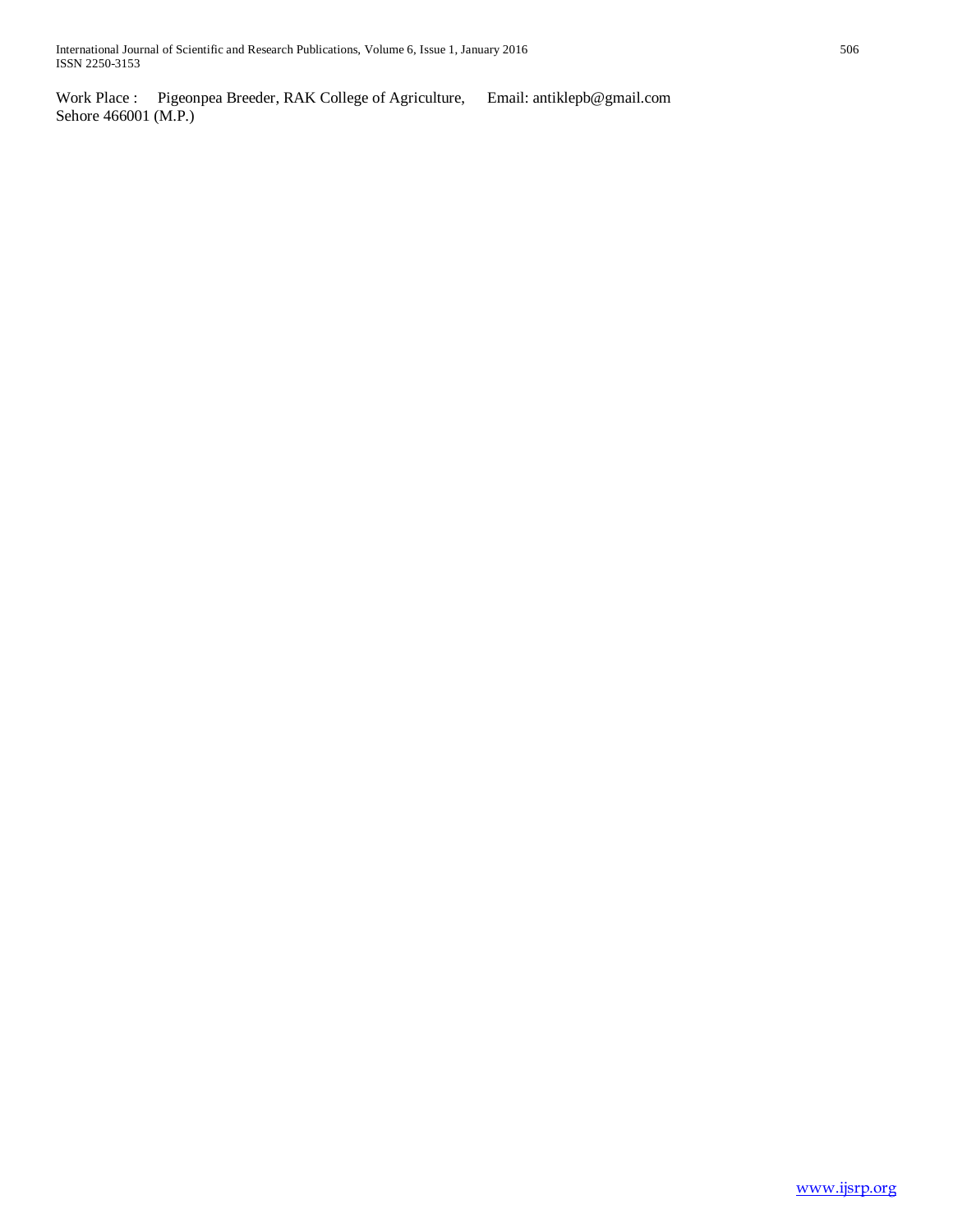Work Place : Pigeonpea Breeder, RAK College of Agriculture, Sehore 466001 (M.P.) Email: antiklepb@gmail.com